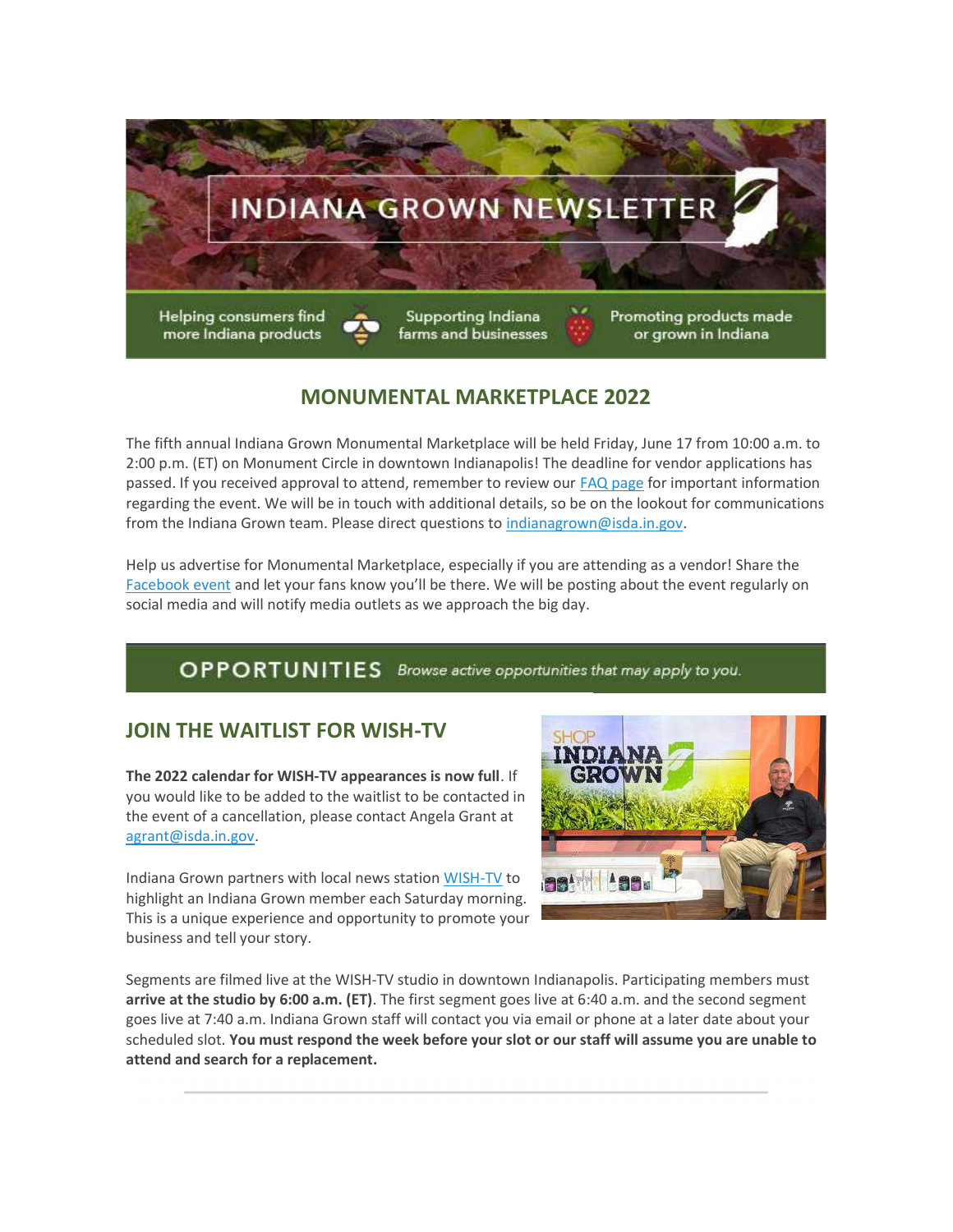# INDIANA GROWN NEWSLETTER

Helping consumers find more Indiana products | Supporting Indiana farms and businesses | Promoting products made or grown in Indiana

## MONUMENTAL MARKETPLACE 2022

The fifth annual Indiana Grown Monumental Marketplace will be held Friday, June 17 from 10:00 a.m. to 2:00 p.m. (ET) on Monument Circle in downtown Indianapolis! The deadline for vendor applications has passed. If you received approval to attend, remember to review our [FAQ page] for important information regarding the event. We will be in touch with additional details, so be on the lookout for communications from the Indiana Grown team. Please direct questions to indianagrown@isda.in.gov.

Help us advertise for Monumental Marketplace, especially if you are attending as a vendor! Share the [Facebook event] and let your fans know you'll be there. We will be posting about the event regularly on social media and will notify media outlets as we approach the big day.

## OPPORTUNITIES

*Browse active opportunities that may apply to you.*

### JOIN THE WAITLIST FOR WISH-TV

**The 2022 calendar for WISH-TV appearances is now full**. If you would like to be added to the waitlist to be contacted in the event of a cancellation, please contact Angela Grant at agrant@isda.in.gov.

Indiana Grown partners with local news station [WISH-TV] to highlight an Indiana Grown member each Saturday morning. This is a unique experience and opportunity to promote your business and tell your story.

Segments are filmed live at the WISH-TV studio in downtown Indianapolis. Participating members must **arrive at the studio by 6:00 a.m. (ET)**. The first segment goes live at 6:40 a.m. and the second segment goes live at 7:40 a.m. Indiana Grown staff will contact you via email or phone at a later date about your scheduled slot. **You must respond the week before your slot or our staff will assume you are unable to attend and search for a replacement.**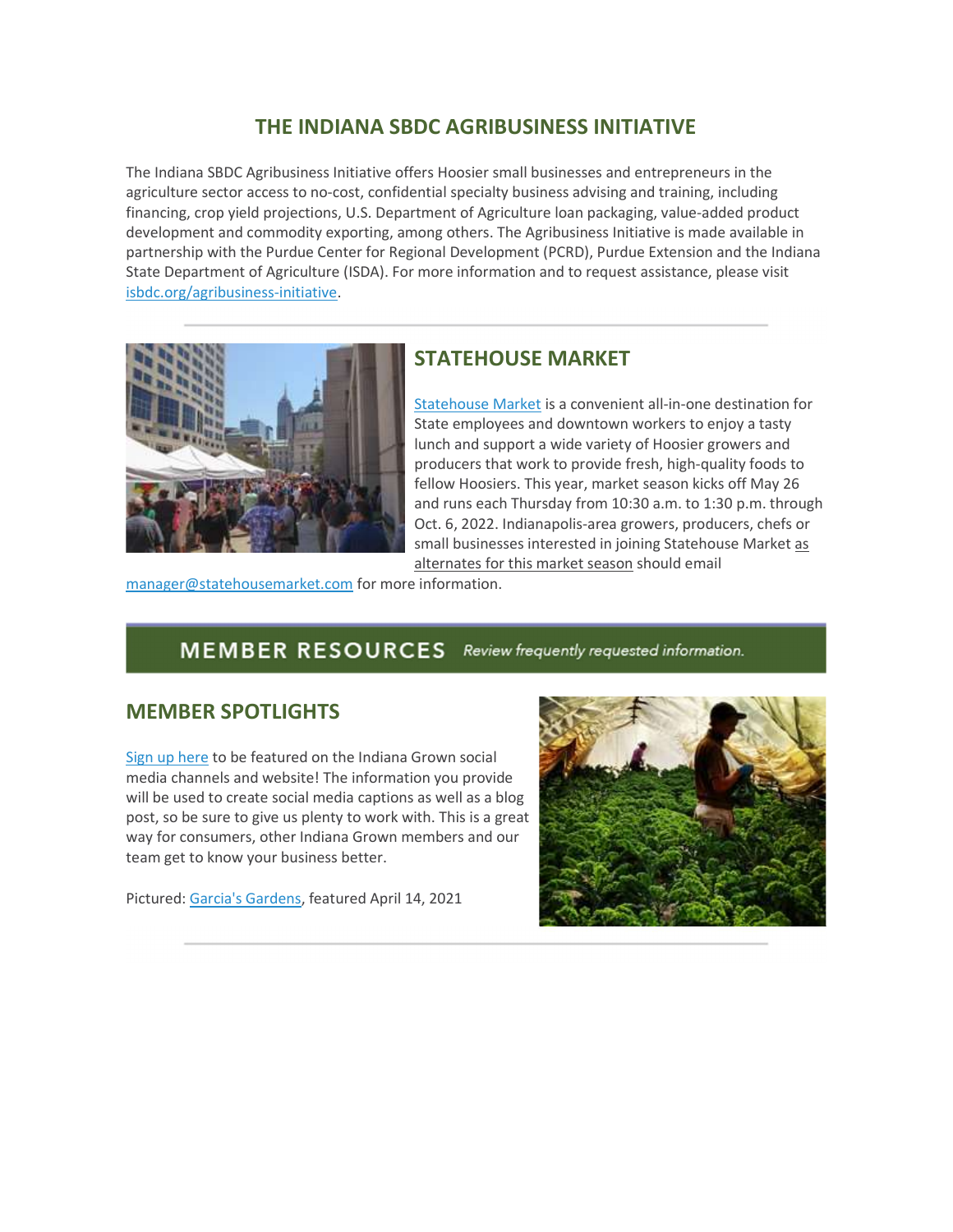## THE INDIANA SBDC AGRIBUSINESS INITIATIVE

The Indiana SBDC Agribusiness Initiative offers Hoosier small businesses and entrepreneurs in the agriculture sector access to no-cost, confidential specialty business advising and training, including financing, crop yield projections, U.S. Department of Agriculture loan packaging, value-added product development and commodity exporting, among others. The Agribusiness Initiative is made available in partnership with the Purdue Center for Regional Development (PCRD), Purdue Extension and the Indiana State Department of Agriculture (ISDA). For more information and to request assistance, please visit isbdc.org/agribusiness-initiative.

---

## STATEHOUSE MARKET

Statehouse Market is a convenient all-in-one destination for State employees and downtown workers to enjoy a tasty lunch and support a wide variety of Hoosier growers and producers that work to provide fresh, high-quality foods to fellow Hoosiers. This year, market season kicks off May 26 and runs each Thursday from 10:30 a.m. to 1:30 p.m. through Oct. 6, 2022. Indianapolis-area growers, producers, chefs or small businesses interested in joining Statehouse Market as alternates for this market season should email manager@statehousemarket.com for more information.

## MEMBER RESOURCES

*Review frequently requested information.*

## MEMBER SPOTLIGHTS

Sign up here to be featured on the Indiana Grown social media channels and website! The information you provide will be used to create social media captions as well as a blog post, so be sure to give us plenty to work with. This is a great way for consumers, other Indiana Grown members and our team get to know your business better.

Pictured: Garcia's Gardens, featured April 14, 2021

---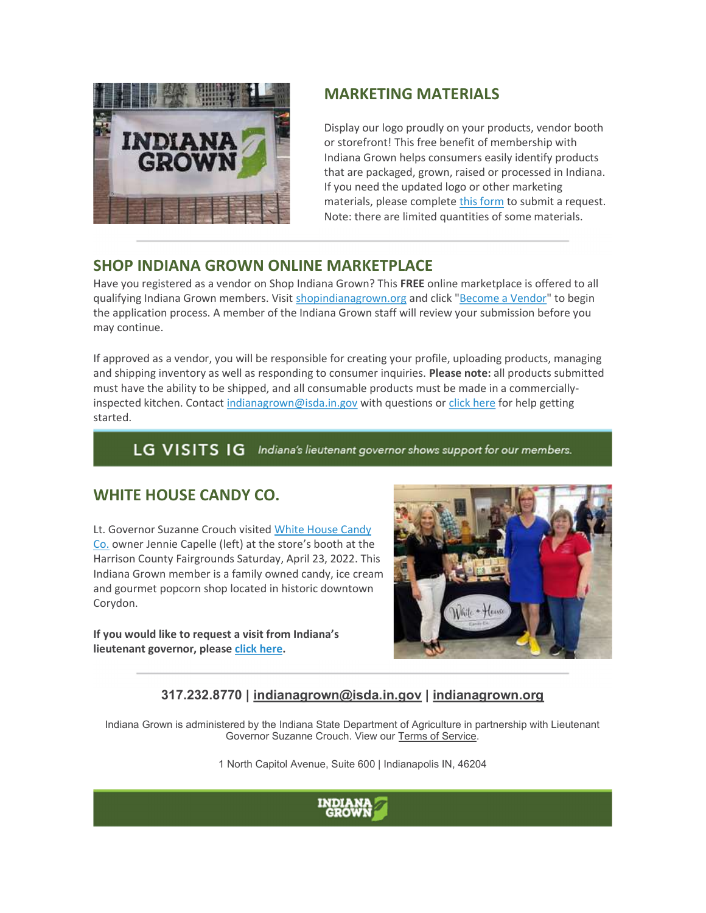## MARKETING MATERIALS

Display our logo proudly on your products, vendor booth or storefront! This free benefit of membership with Indiana Grown helps consumers easily identify products that are packaged, grown, raised or processed in Indiana. If you need the updated logo or other marketing materials, please complete this form to submit a request. Note: there are limited quantities of some materials.

---

## SHOP INDIANA GROWN ONLINE MARKETPLACE

Have you registered as a vendor on Shop Indiana Grown? This **FREE** online marketplace is offered to all qualifying Indiana Grown members. Visit shopindianagrown.org and click "Become a Vendor" to begin the application process. A member of the Indiana Grown staff will review your submission before you may continue.

If approved as a vendor, you will be responsible for creating your profile, uploading products, managing and shipping inventory as well as responding to consumer inquiries. **Please note:** all products submitted must have the ability to be shipped, and all consumable products must be made in a commercially-inspected kitchen. Contact indianagrown@isda.in.gov with questions or click here for help getting started.

LG VISITS IG *Indiana's lieutenant governor shows support for our members.*

## WHITE HOUSE CANDY CO.

Lt. Governor Suzanne Crouch visited White House Candy Co. owner Jennie Capelle (left) at the store's booth at the Harrison County Fairgrounds Saturday, April 23, 2022. This Indiana Grown member is a family owned candy, ice cream and gourmet popcorn shop located in historic downtown Corydon.

**If you would like to request a visit from Indiana's lieutenant governor, please click here.**

---

**317.232.8770 | indianagrown@isda.in.gov | indianagrown.org**

Indiana Grown is administered by the Indiana State Department of Agriculture in partnership with Lieutenant Governor Suzanne Crouch. View our Terms of Service.

1 North Capitol Avenue, Suite 600 | Indianapolis IN, 46204